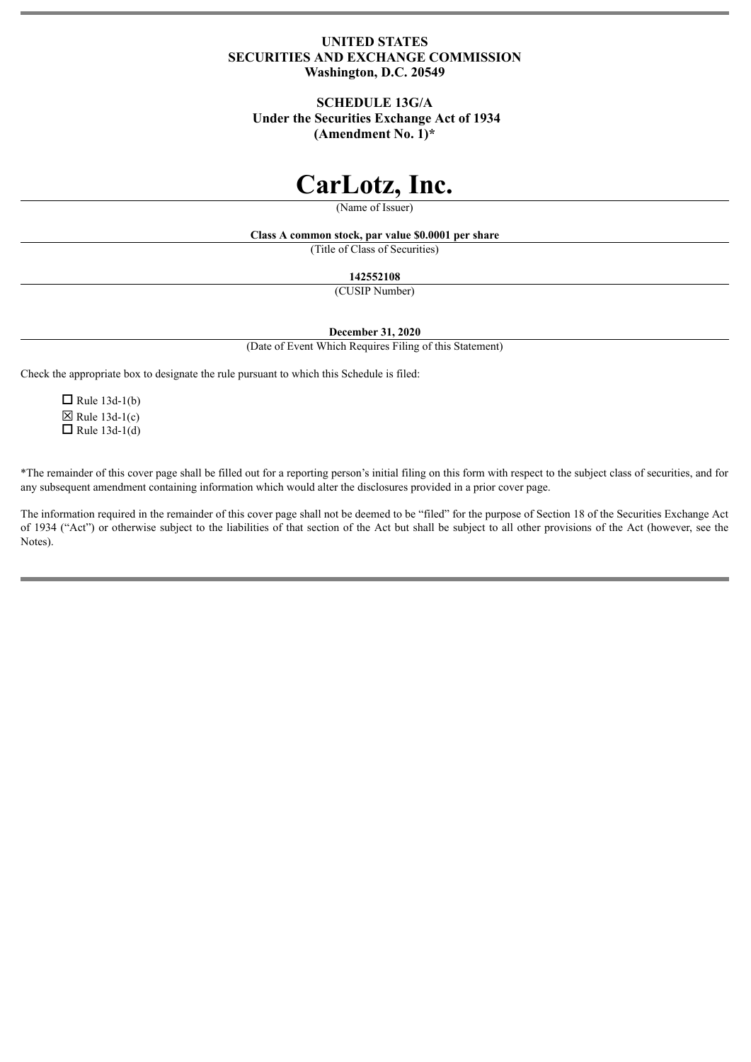**UNITED STATES**
**SECURITIES AND EXCHANGE COMMISSION**
**Washington, D.C. 20549**

**SCHEDULE 13G/A**
**Under the Securities Exchange Act of 1934**
**(Amendment No. 1)***

# CarLotz, Inc.

(Name of Issuer)

**Class A common stock, par value $0.0001 per share**

(Title of Class of Securities)

**142552108**

(CUSIP Number)

**December 31, 2020**

(Date of Event Which Requires Filing of this Statement)

Check the appropriate box to designate the rule pursuant to which this Schedule is filed:

☐ Rule 13d-1(b)
☒ Rule 13d-1(c)
☐ Rule 13d-1(d)

*The remainder of this cover page shall be filled out for a reporting person's initial filing on this form with respect to the subject class of securities, and for any subsequent amendment containing information which would alter the disclosures provided in a prior cover page.

The information required in the remainder of this cover page shall not be deemed to be "filed" for the purpose of Section 18 of the Securities Exchange Act of 1934 ("Act") or otherwise subject to the liabilities of that section of the Act but shall be subject to all other provisions of the Act (however, see the Notes).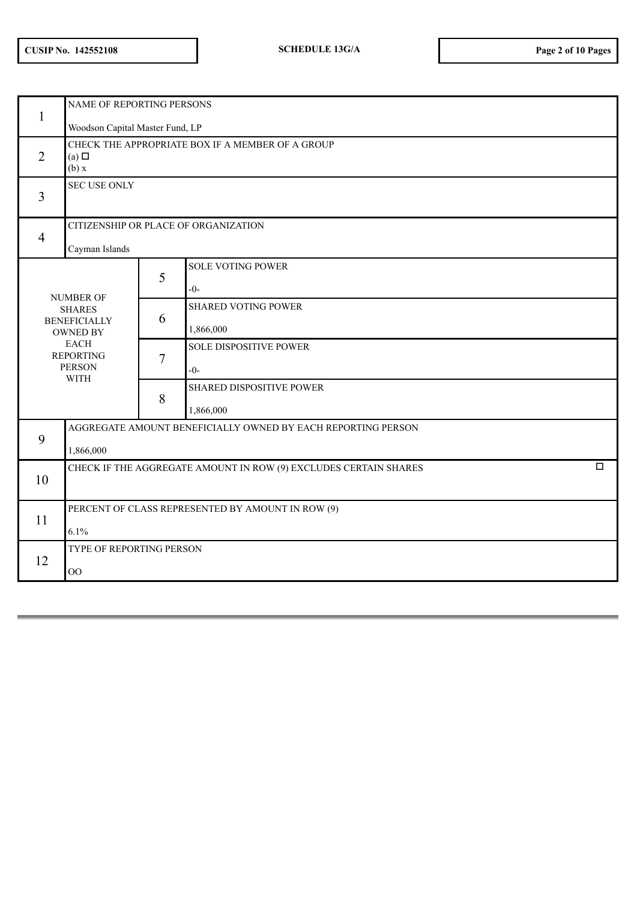| | | | |
|---|---|---|---|
| 1 | NAME OF REPORTING PERSONS<br><br>Woodson Capital Master Fund, LP | | |
| 2 | CHECK THE APPROPRIATE BOX IF A MEMBER OF A GROUP<br>(a) ☐<br>(b) x | | |
| 3 | SEC USE ONLY | | |
| 4 | CITIZENSHIP OR PLACE OF ORGANIZATION<br><br>Cayman Islands | | |
| NUMBER OF SHARES BENEFICIALLY OWNED BY EACH REPORTING PERSON WITH | | 5 | SOLE VOTING POWER<br><br>-0- |
| | | 6 | SHARED VOTING POWER<br><br>1,866,000 |
| | | 7 | SOLE DISPOSITIVE POWER<br><br>-0- |
| | | 8 | SHARED DISPOSITIVE POWER<br><br>1,866,000 |
| 9 | AGGREGATE AMOUNT BENEFICIALLY OWNED BY EACH REPORTING PERSON<br><br>1,866,000 | | |
| 10 | CHECK IF THE AGGREGATE AMOUNT IN ROW (9) EXCLUDES CERTAIN SHARES ☐ | | |
| 11 | PERCENT OF CLASS REPRESENTED BY AMOUNT IN ROW (9)<br><br>6.1% | | |
| 12 | TYPE OF REPORTING PERSON<br><br>OO | | |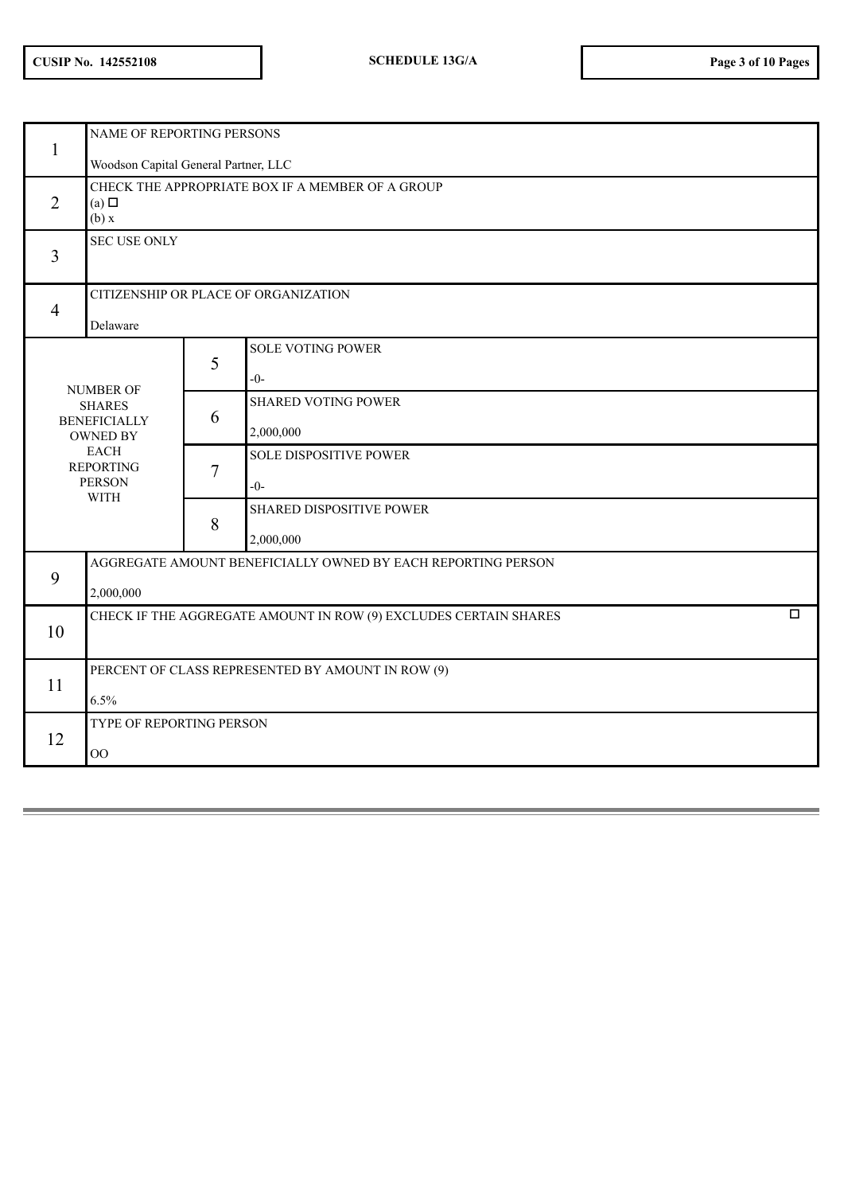| | | | |
|---|---|---|---|
| 1 | NAME OF REPORTING PERSONS<br><br>Woodson Capital General Partner, LLC | | |
| 2 | CHECK THE APPROPRIATE BOX IF A MEMBER OF A GROUP<br>(a) ☐<br>(b) x | | |
| 3 | SEC USE ONLY | | |
| 4 | CITIZENSHIP OR PLACE OF ORGANIZATION<br><br>Delaware | | |
| NUMBER OF SHARES BENEFICIALLY OWNED BY EACH REPORTING PERSON WITH | | 5 | SOLE VOTING POWER<br><br>-0- |
| | | 6 | SHARED VOTING POWER<br><br>2,000,000 |
| | | 7 | SOLE DISPOSITIVE POWER<br><br>-0- |
| | | 8 | SHARED DISPOSITIVE POWER<br><br>2,000,000 |
| 9 | AGGREGATE AMOUNT BENEFICIALLY OWNED BY EACH REPORTING PERSON<br><br>2,000,000 | | |
| 10 | CHECK IF THE AGGREGATE AMOUNT IN ROW (9) EXCLUDES CERTAIN SHARES ☐ | | |
| 11 | PERCENT OF CLASS REPRESENTED BY AMOUNT IN ROW (9)<br><br>6.5% | | |
| 12 | TYPE OF REPORTING PERSON<br><br>OO | | |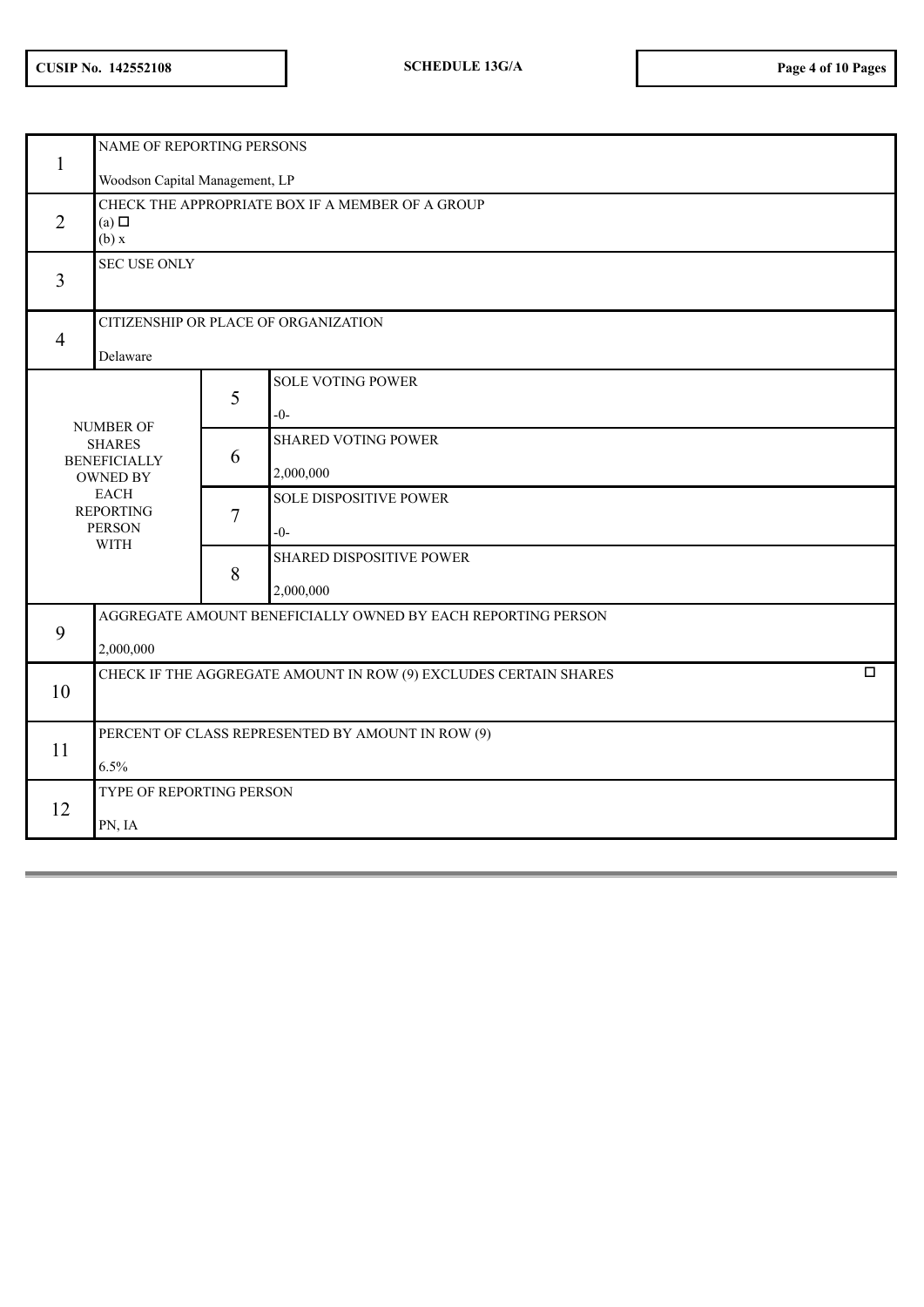| | | | |
|---|---|---|---|
| 1 | NAME OF REPORTING PERSONS<br><br>Woodson Capital Management, LP | | |
| 2 | CHECK THE APPROPRIATE BOX IF A MEMBER OF A GROUP<br>(a) ☐<br>(b) x | | |
| 3 | SEC USE ONLY | | |
| 4 | CITIZENSHIP OR PLACE OF ORGANIZATION<br><br>Delaware | | |
| NUMBER OF SHARES BENEFICIALLY OWNED BY EACH REPORTING PERSON WITH | | 5 | SOLE VOTING POWER<br><br>-0- |
| | | 6 | SHARED VOTING POWER<br><br>2,000,000 |
| | | 7 | SOLE DISPOSITIVE POWER<br><br>-0- |
| | | 8 | SHARED DISPOSITIVE POWER<br><br>2,000,000 |
| 9 | AGGREGATE AMOUNT BENEFICIALLY OWNED BY EACH REPORTING PERSON<br><br>2,000,000 | | |
| 10 | CHECK IF THE AGGREGATE AMOUNT IN ROW (9) EXCLUDES CERTAIN SHARES ☐ | | |
| 11 | PERCENT OF CLASS REPRESENTED BY AMOUNT IN ROW (9)<br><br>6.5% | | |
| 12 | TYPE OF REPORTING PERSON<br><br>PN, IA | | |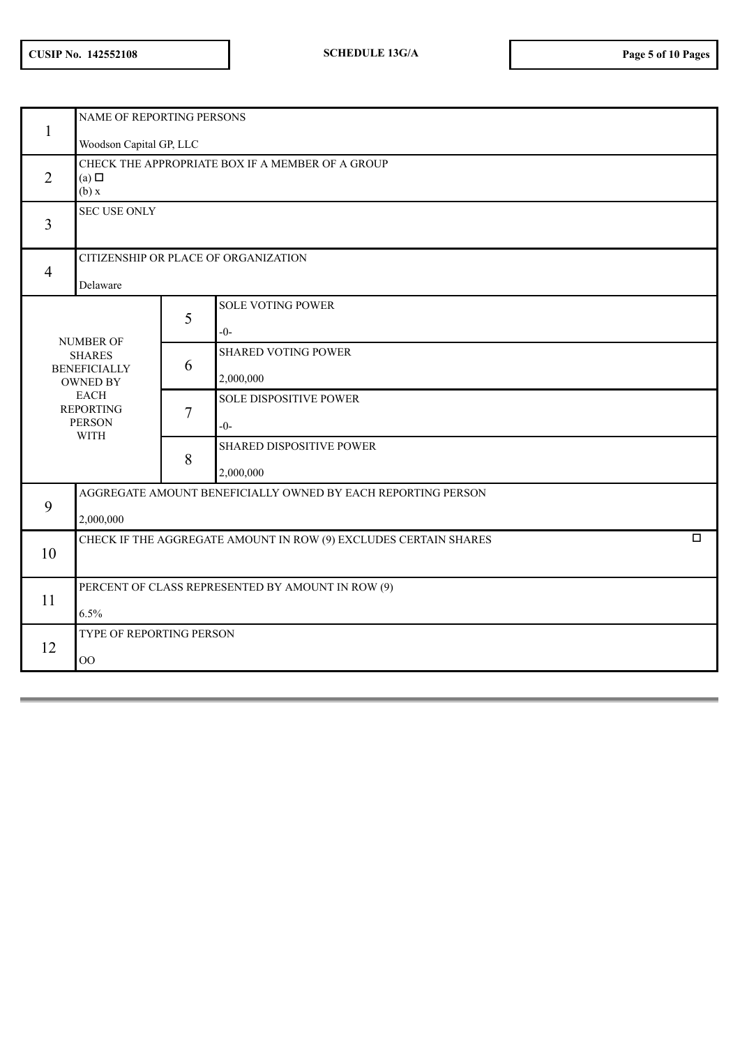CUSIP No. 142552108 | SCHEDULE 13G/A

| | | | |
|---|---|---|---|
| 1 | NAME OF REPORTING PERSONS<br><br>Woodson Capital GP, LLC | | |
| 2 | CHECK THE APPROPRIATE BOX IF A MEMBER OF A GROUP<br>(a) ☐<br>(b) x | | |
| 3 | SEC USE ONLY | | |
| 4 | CITIZENSHIP OR PLACE OF ORGANIZATION<br><br>Delaware | | |
| NUMBER OF SHARES BENEFICIALLY OWNED BY EACH REPORTING PERSON WITH | | 5 | SOLE VOTING POWER<br><br>-0- |
| | | 6 | SHARED VOTING POWER<br><br>2,000,000 |
| | | 7 | SOLE DISPOSITIVE POWER<br><br>-0- |
| | | 8 | SHARED DISPOSITIVE POWER<br><br>2,000,000 |
| 9 | AGGREGATE AMOUNT BENEFICIALLY OWNED BY EACH REPORTING PERSON<br><br>2,000,000 | | |
| 10 | CHECK IF THE AGGREGATE AMOUNT IN ROW (9) EXCLUDES CERTAIN SHARES ☐ | | |
| 11 | PERCENT OF CLASS REPRESENTED BY AMOUNT IN ROW (9)<br><br>6.5% | | |
| 12 | TYPE OF REPORTING PERSON<br><br>OO | | |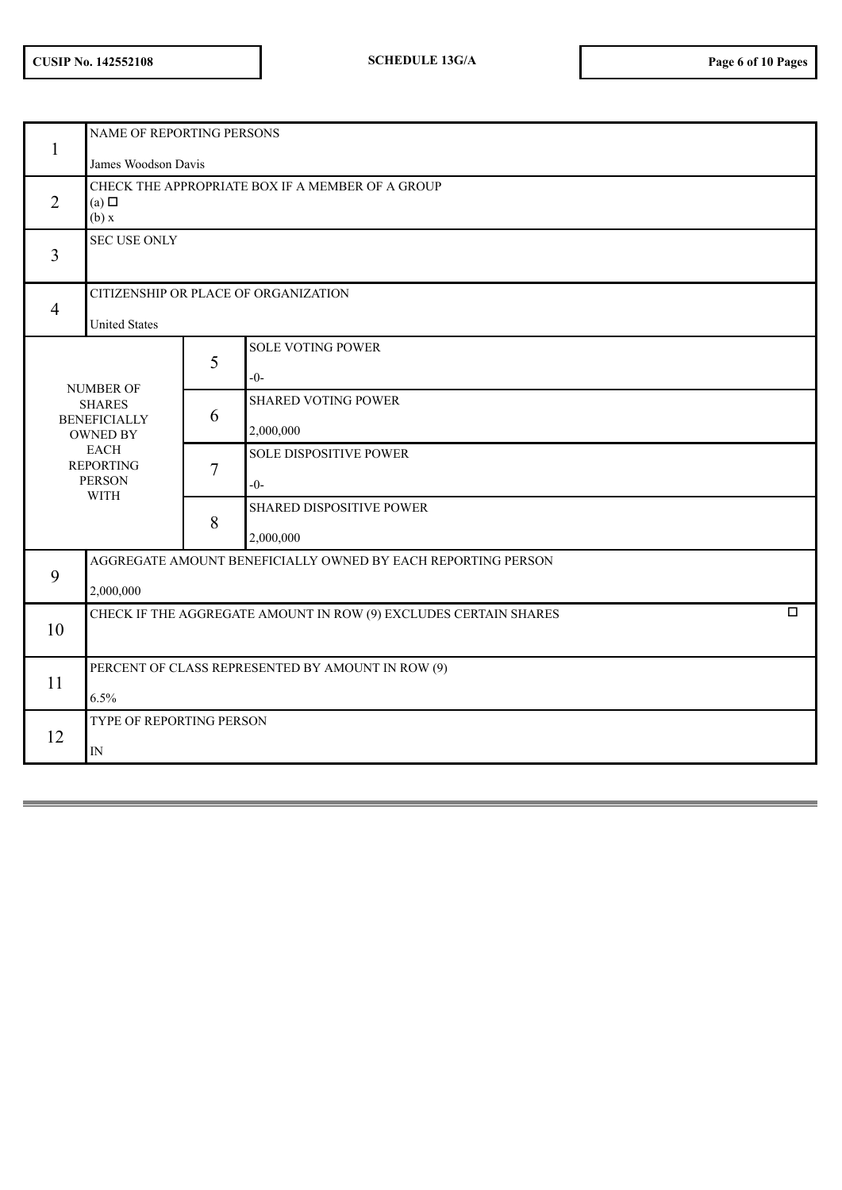| | | | |
|---|---|---|---|
| 1 | NAME OF REPORTING PERSONS<br><br>James Woodson Davis | | |
| 2 | CHECK THE APPROPRIATE BOX IF A MEMBER OF A GROUP<br>(a) ☐<br>(b) x | | |
| 3 | SEC USE ONLY | | |
| 4 | CITIZENSHIP OR PLACE OF ORGANIZATION<br><br>United States | | |
| NUMBER OF SHARES BENEFICIALLY OWNED BY EACH REPORTING PERSON WITH | | 5 | SOLE VOTING POWER<br><br>-0- |
| | | 6 | SHARED VOTING POWER<br><br>2,000,000 |
| | | 7 | SOLE DISPOSITIVE POWER<br><br>-0- |
| | | 8 | SHARED DISPOSITIVE POWER<br><br>2,000,000 |
| 9 | AGGREGATE AMOUNT BENEFICIALLY OWNED BY EACH REPORTING PERSON<br><br>2,000,000 | | |
| 10 | CHECK IF THE AGGREGATE AMOUNT IN ROW (9) EXCLUDES CERTAIN SHARES ☐ | | |
| 11 | PERCENT OF CLASS REPRESENTED BY AMOUNT IN ROW (9)<br><br>6.5% | | |
| 12 | TYPE OF REPORTING PERSON<br><br>IN | | |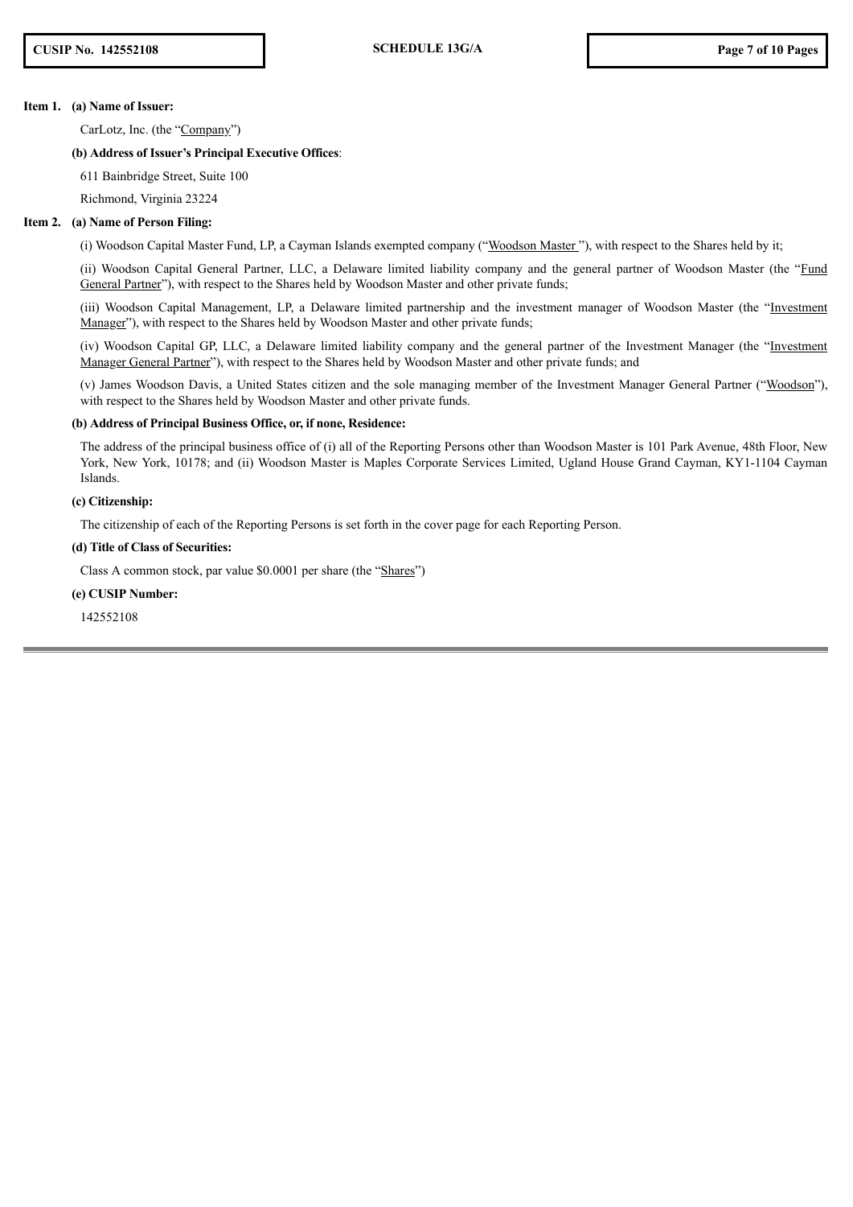**Item 1. (a) Name of Issuer:**

CarLotz, Inc. (the "Company")

**(b) Address of Issuer's Principal Executive Offices**:

611 Bainbridge Street, Suite 100

Richmond, Virginia 23224

**Item 2. (a) Name of Person Filing:**

(i) Woodson Capital Master Fund, LP, a Cayman Islands exempted company ("Woodson Master "), with respect to the Shares held by it;

(ii) Woodson Capital General Partner, LLC, a Delaware limited liability company and the general partner of Woodson Master (the "Fund General Partner"), with respect to the Shares held by Woodson Master and other private funds;

(iii) Woodson Capital Management, LP, a Delaware limited partnership and the investment manager of Woodson Master (the "Investment Manager"), with respect to the Shares held by Woodson Master and other private funds;

(iv) Woodson Capital GP, LLC, a Delaware limited liability company and the general partner of the Investment Manager (the "Investment Manager General Partner"), with respect to the Shares held by Woodson Master and other private funds; and

(v) James Woodson Davis, a United States citizen and the sole managing member of the Investment Manager General Partner ("Woodson"), with respect to the Shares held by Woodson Master and other private funds.

**(b) Address of Principal Business Office, or, if none, Residence:**

The address of the principal business office of (i) all of the Reporting Persons other than Woodson Master is 101 Park Avenue, 48th Floor, New York, New York, 10178; and (ii) Woodson Master is Maples Corporate Services Limited, Ugland House Grand Cayman, KY1-1104 Cayman Islands.

**(c) Citizenship:**

The citizenship of each of the Reporting Persons is set forth in the cover page for each Reporting Person.

**(d) Title of Class of Securities:**

Class A common stock, par value $0.0001 per share (the "Shares")

**(e) CUSIP Number:**

142552108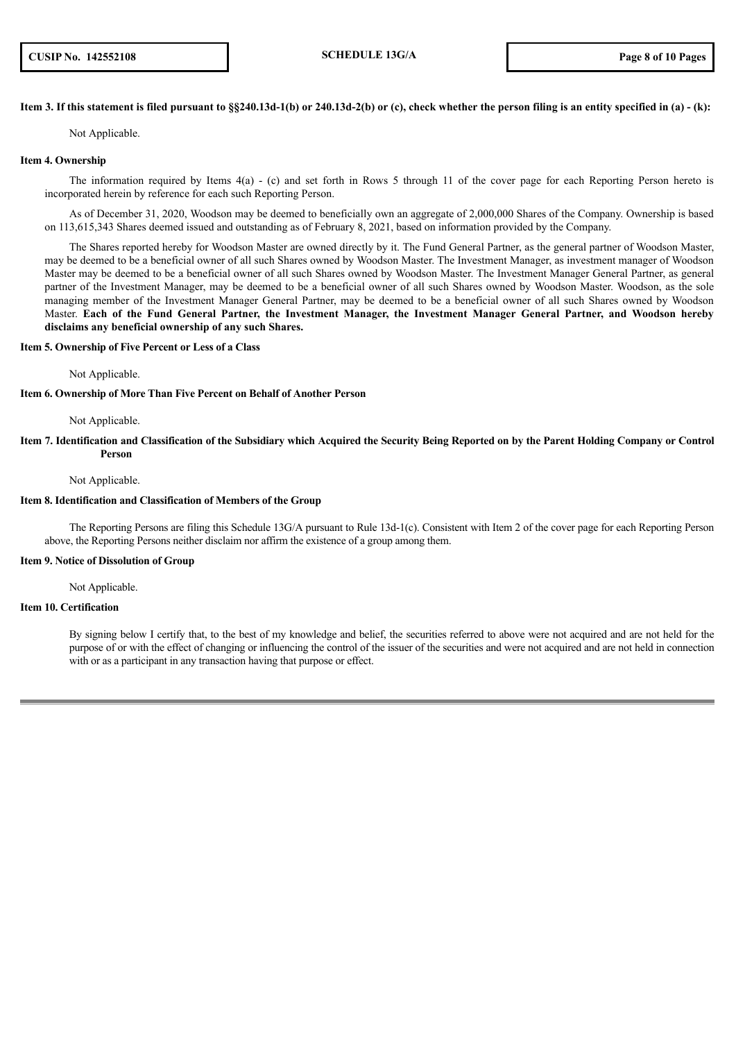**Item 3. If this statement is filed pursuant to §§240.13d-1(b) or 240.13d-2(b) or (c), check whether the person filing is an entity specified in (a) - (k):**

Not Applicable.

**Item 4. Ownership**

The information required by Items 4(a) - (c) and set forth in Rows 5 through 11 of the cover page for each Reporting Person hereto is incorporated herein by reference for each such Reporting Person.

As of December 31, 2020, Woodson may be deemed to beneficially own an aggregate of 2,000,000 Shares of the Company. Ownership is based on 113,615,343 Shares deemed issued and outstanding as of February 8, 2021, based on information provided by the Company.

The Shares reported hereby for Woodson Master are owned directly by it. The Fund General Partner, as the general partner of Woodson Master, may be deemed to be a beneficial owner of all such Shares owned by Woodson Master. The Investment Manager, as investment manager of Woodson Master may be deemed to be a beneficial owner of all such Shares owned by Woodson Master. The Investment Manager General Partner, as general partner of the Investment Manager, may be deemed to be a beneficial owner of all such Shares owned by Woodson Master. Woodson, as the sole managing member of the Investment Manager General Partner, may be deemed to be a beneficial owner of all such Shares owned by Woodson Master. **Each of the Fund General Partner, the Investment Manager, the Investment Manager General Partner, and Woodson hereby disclaims any beneficial ownership of any such Shares.**

**Item 5. Ownership of Five Percent or Less of a Class**

Not Applicable.

**Item 6. Ownership of More Than Five Percent on Behalf of Another Person**

Not Applicable.

**Item 7. Identification and Classification of the Subsidiary which Acquired the Security Being Reported on by the Parent Holding Company or Control Person**

Not Applicable.

**Item 8. Identification and Classification of Members of the Group**

The Reporting Persons are filing this Schedule 13G/A pursuant to Rule 13d-1(c). Consistent with Item 2 of the cover page for each Reporting Person above, the Reporting Persons neither disclaim nor affirm the existence of a group among them.

**Item 9. Notice of Dissolution of Group**

Not Applicable.

**Item 10. Certification**

By signing below I certify that, to the best of my knowledge and belief, the securities referred to above were not acquired and are not held for the purpose of or with the effect of changing or influencing the control of the issuer of the securities and were not acquired and are not held in connection with or as a participant in any transaction having that purpose or effect.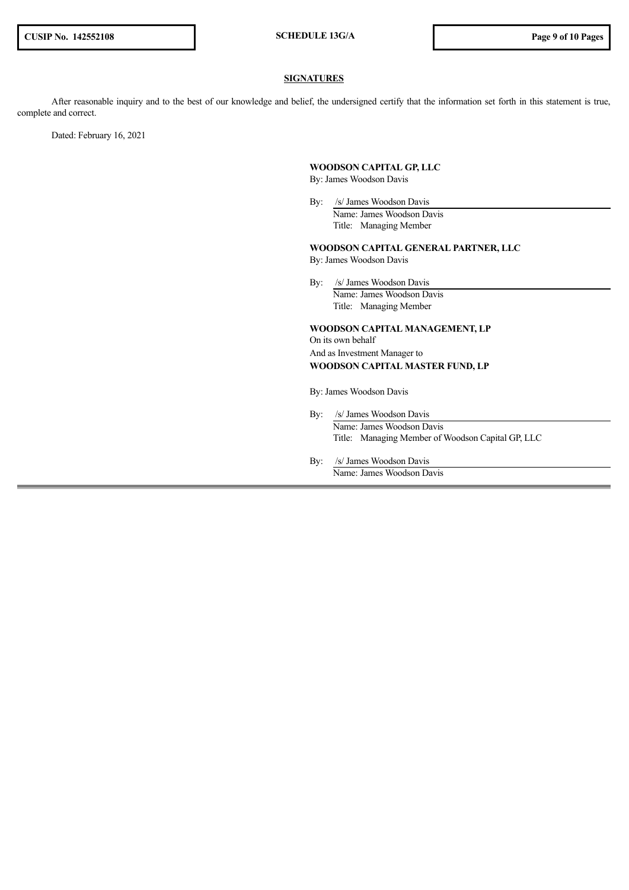## SIGNATURES

After reasonable inquiry and to the best of our knowledge and belief, the undersigned certify that the information set forth in this statement is true, complete and correct.

Dated: February 16, 2021

**WOODSON CAPITAL GP, LLC**
By: James Woodson Davis

By: /s/ James Woodson Davis
Name: James Woodson Davis
Title: Managing Member

**WOODSON CAPITAL GENERAL PARTNER, LLC**
By: James Woodson Davis

By: /s/ James Woodson Davis
Name: James Woodson Davis
Title: Managing Member

**WOODSON CAPITAL MANAGEMENT, LP**
On its own behalf
And as Investment Manager to
**WOODSON CAPITAL MASTER FUND, LP**

By: James Woodson Davis

By: /s/ James Woodson Davis
Name: James Woodson Davis
Title: Managing Member of Woodson Capital GP, LLC

By: /s/ James Woodson Davis
Name: James Woodson Davis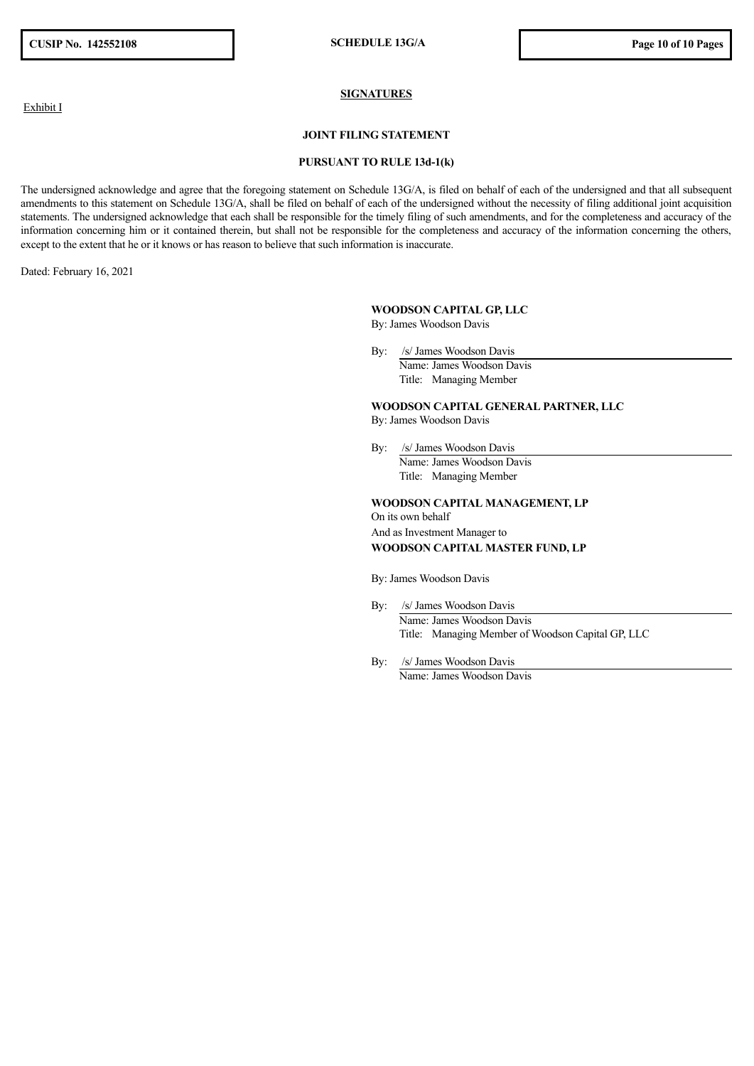Exhibit I

**SIGNATURES**

**JOINT FILING STATEMENT**

**PURSUANT TO RULE 13d-1(k)**

The undersigned acknowledge and agree that the foregoing statement on Schedule 13G/A, is filed on behalf of each of the undersigned and that all subsequent amendments to this statement on Schedule 13G/A, shall be filed on behalf of each of the undersigned without the necessity of filing additional joint acquisition statements. The undersigned acknowledge that each shall be responsible for the timely filing of such amendments, and for the completeness and accuracy of the information concerning him or it contained therein, but shall not be responsible for the completeness and accuracy of the information concerning the others, except to the extent that he or it knows or has reason to believe that such information is inaccurate.

Dated: February 16, 2021

**WOODSON CAPITAL GP, LLC**
By: James Woodson Davis

By: /s/ James Woodson Davis
Name: James Woodson Davis
Title: Managing Member

**WOODSON CAPITAL GENERAL PARTNER, LLC**
By: James Woodson Davis

By: /s/ James Woodson Davis
Name: James Woodson Davis
Title: Managing Member

**WOODSON CAPITAL MANAGEMENT, LP**
On its own behalf
And as Investment Manager to
**WOODSON CAPITAL MASTER FUND, LP**

By: James Woodson Davis

By: /s/ James Woodson Davis
Name: James Woodson Davis
Title: Managing Member of Woodson Capital GP, LLC

By: /s/ James Woodson Davis
Name: James Woodson Davis